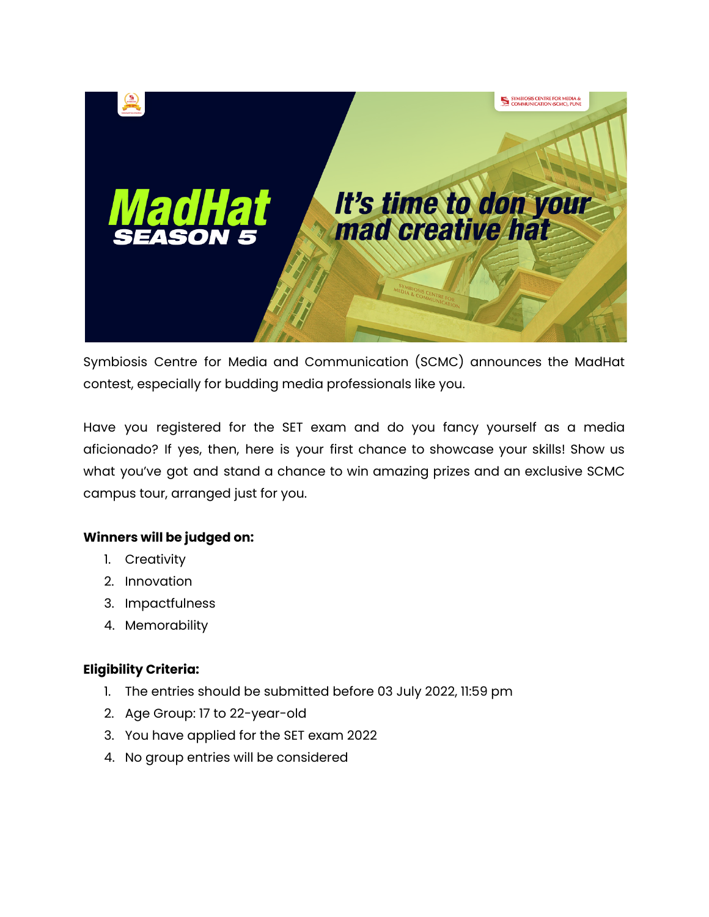Symbiosis Centre for Media and Communication (SCMC) announces the MadHat contest, especially for budding media professionals like you.

Have you registered for the SET exam and do you fancy yourself as a media aficionado? If yes, then, here is your first chance to showcase your skills! Show us what you've got and stand a chance to win amazing prizes and an exclusive SCMC campus tour, arranged just for you.

**Winners will be judged on:**

1. Creativity
2. Innovation
3. Impactfulness
4. Memorability

**Eligibility Criteria:**

1. The entries should be submitted before 03 July 2022, 11:59 pm
2. Age Group: 17 to 22-year-old
3. You have applied for the SET exam 2022
4. No group entries will be considered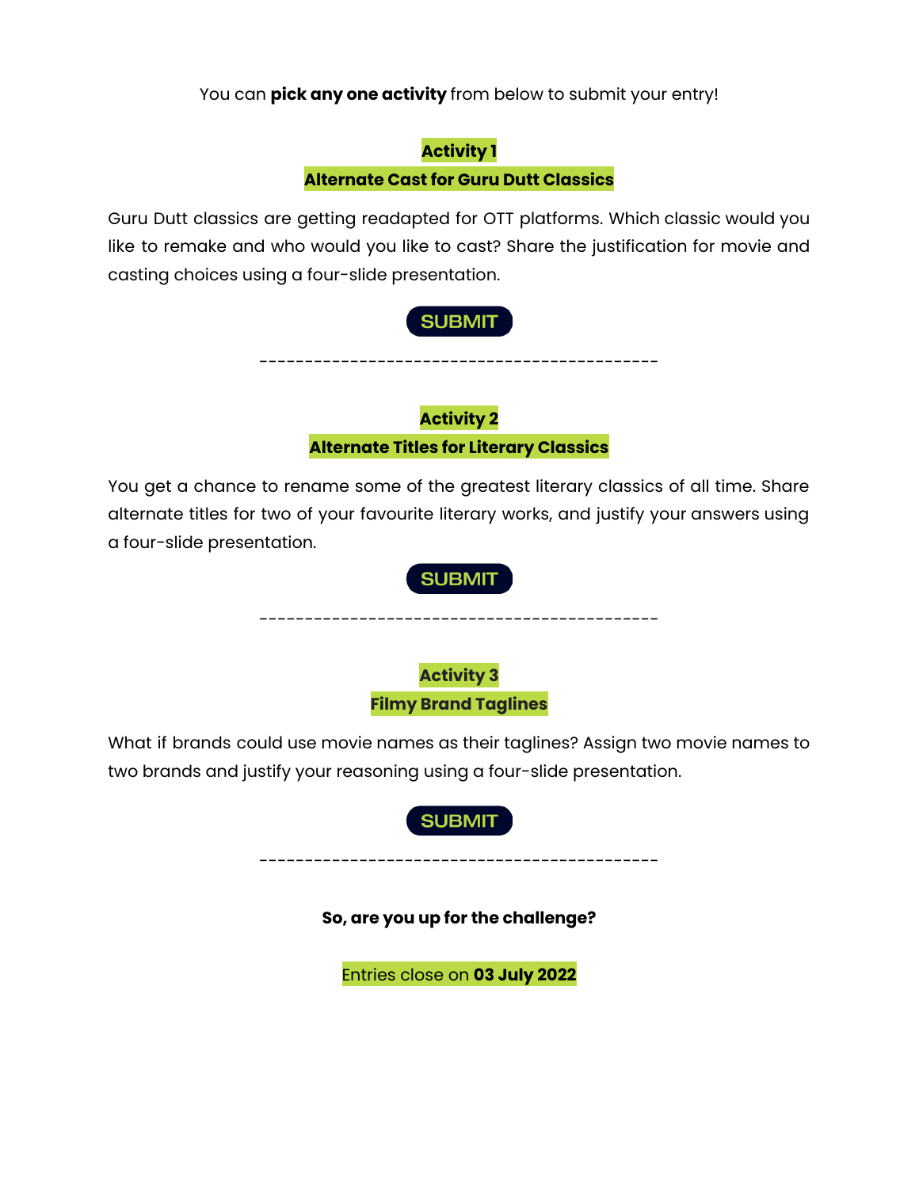You can **pick any one activity** from below to submit your entry!

## Activity 1

### Alternate Cast for Guru Dutt Classics

Guru Dutt classics are getting readapted for OTT platforms. Which classic would you like to remake and who would you like to cast? Share the justification for movie and casting choices using a four-slide presentation.

SUBMIT

--------------------------------------------

## Activity 2

### Alternate Titles for Literary Classics

You get a chance to rename some of the greatest literary classics of all time. Share alternate titles for two of your favourite literary works, and justify your answers using a four-slide presentation.

SUBMIT

--------------------------------------------

## Activity 3

### Filmy Brand Taglines

What if brands could use movie names as their taglines? Assign two movie names to two brands and justify your reasoning using a four-slide presentation.

SUBMIT

--------------------------------------------

**So, are you up for the challenge?**

Entries close on **03 July 2022**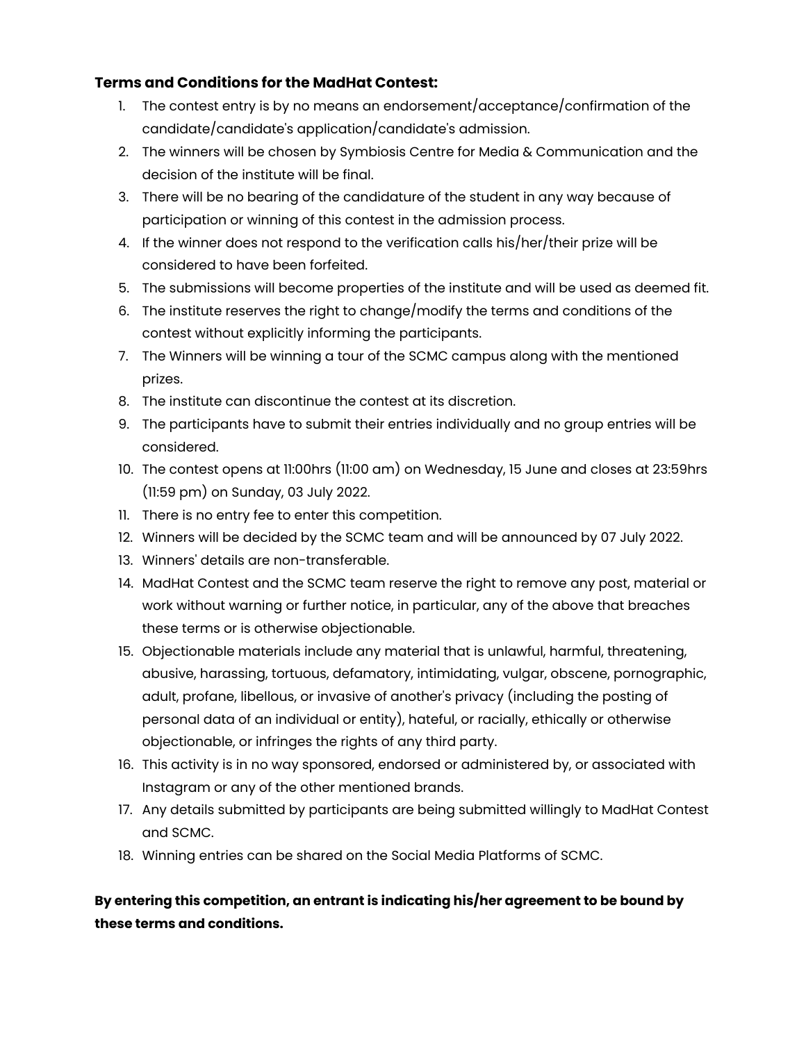**Terms and Conditions for the MadHat Contest:**

1. The contest entry is by no means an endorsement/acceptance/confirmation of the candidate/candidate's application/candidate's admission.
2. The winners will be chosen by Symbiosis Centre for Media & Communication and the decision of the institute will be final.
3. There will be no bearing of the candidature of the student in any way because of participation or winning of this contest in the admission process.
4. If the winner does not respond to the verification calls his/her/their prize will be considered to have been forfeited.
5. The submissions will become properties of the institute and will be used as deemed fit.
6. The institute reserves the right to change/modify the terms and conditions of the contest without explicitly informing the participants.
7. The Winners will be winning a tour of the SCMC campus along with the mentioned prizes.
8. The institute can discontinue the contest at its discretion.
9. The participants have to submit their entries individually and no group entries will be considered.
10. The contest opens at 11:00hrs (11:00 am) on Wednesday, 15 June and closes at 23:59hrs (11:59 pm) on Sunday, 03 July 2022.
11. There is no entry fee to enter this competition.
12. Winners will be decided by the SCMC team and will be announced by 07 July 2022.
13. Winners' details are non-transferable.
14. MadHat Contest and the SCMC team reserve the right to remove any post, material or work without warning or further notice, in particular, any of the above that breaches these terms or is otherwise objectionable.
15. Objectionable materials include any material that is unlawful, harmful, threatening, abusive, harassing, tortuous, defamatory, intimidating, vulgar, obscene, pornographic, adult, profane, libellous, or invasive of another's privacy (including the posting of personal data of an individual or entity), hateful, or racially, ethically or otherwise objectionable, or infringes the rights of any third party.
16. This activity is in no way sponsored, endorsed or administered by, or associated with Instagram or any of the other mentioned brands.
17. Any details submitted by participants are being submitted willingly to MadHat Contest and SCMC.
18. Winning entries can be shared on the Social Media Platforms of SCMC.

**By entering this competition, an entrant is indicating his/her agreement to be bound by these terms and conditions.**